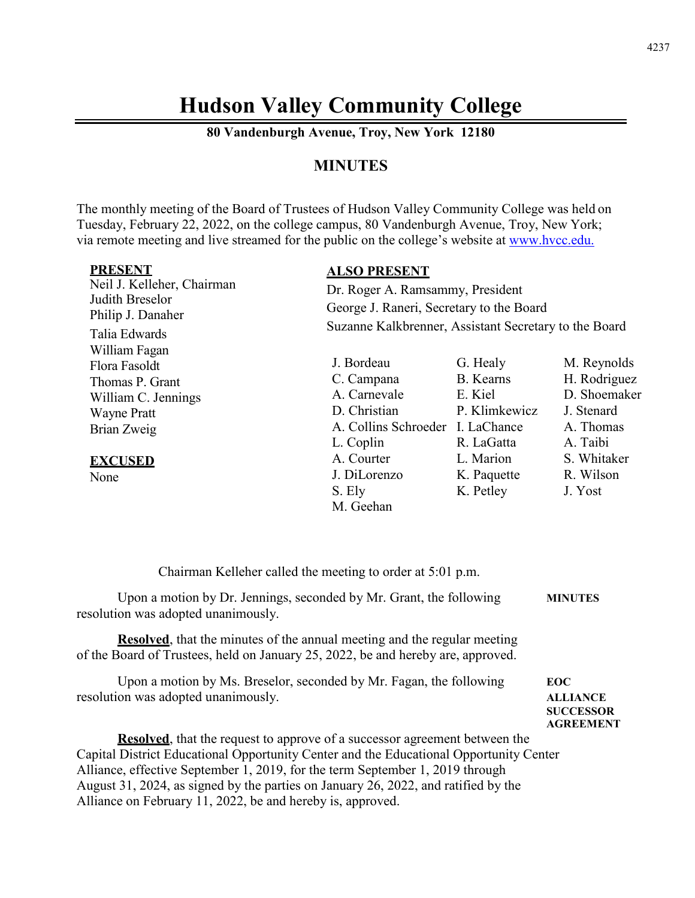# Hudson Valley Community College

**80 Vandenburgh Avenue, Troy, New York 12180**

## MINUTES

The monthly meeting of the Board of Trustees of Hudson Valley Community College was held on Tuesday, February 22, 2022, on the college campus, 80 Vandenburgh Avenue, Troy, New York; via remote meeting and live streamed for the public on the college's website at www.hvcc.edu.

**PRESENT**

Neil J. Kelleher, Chairman
Judith Breselor
Philip J. Danaher
Talia Edwards
William Fagan
Flora Fasoldt
Thomas P. Grant
William C. Jennings
Wayne Pratt
Brian Zweig

**EXCUSED**

None

**ALSO PRESENT**

Dr. Roger A. Ramsammy, President
George J. Raneri, Secretary to the Board
Suzanne Kalkbrenner, Assistant Secretary to the Board

| | | |
|---|---|---|
| J. Bordeau | G. Healy | M. Reynolds |
| C. Campana | B. Kearns | H. Rodriguez |
| A. Carnevale | E. Kiel | D. Shoemaker |
| D. Christian | P. Klimkewicz | J. Stenard |
| A. Collins Schroeder | I. LaChance | A. Thomas |
| L. Coplin | R. LaGatta | A. Taibi |
| A. Courter | L. Marion | S. Whitaker |
| J. DiLorenzo | K. Paquette | R. Wilson |
| S. Ely | K. Petley | J. Yost |
| M. Geehan | | |

Chairman Kelleher called the meeting to order at 5:01 p.m.

**MINUTES**

Upon a motion by Dr. Jennings, seconded by Mr. Grant, the following resolution was adopted unanimously.

**Resolved**, that the minutes of the annual meeting and the regular meeting of the Board of Trustees, held on January 25, 2022, be and hereby are, approved.

**EOC ALLIANCE SUCCESSOR AGREEMENT**

Upon a motion by Ms. Breselor, seconded by Mr. Fagan, the following resolution was adopted unanimously.

**Resolved**, that the request to approve of a successor agreement between the Capital District Educational Opportunity Center and the Educational Opportunity Center Alliance, effective September 1, 2019, for the term September 1, 2019 through August 31, 2024, as signed by the parties on January 26, 2022, and ratified by the Alliance on February 11, 2022, be and hereby is, approved.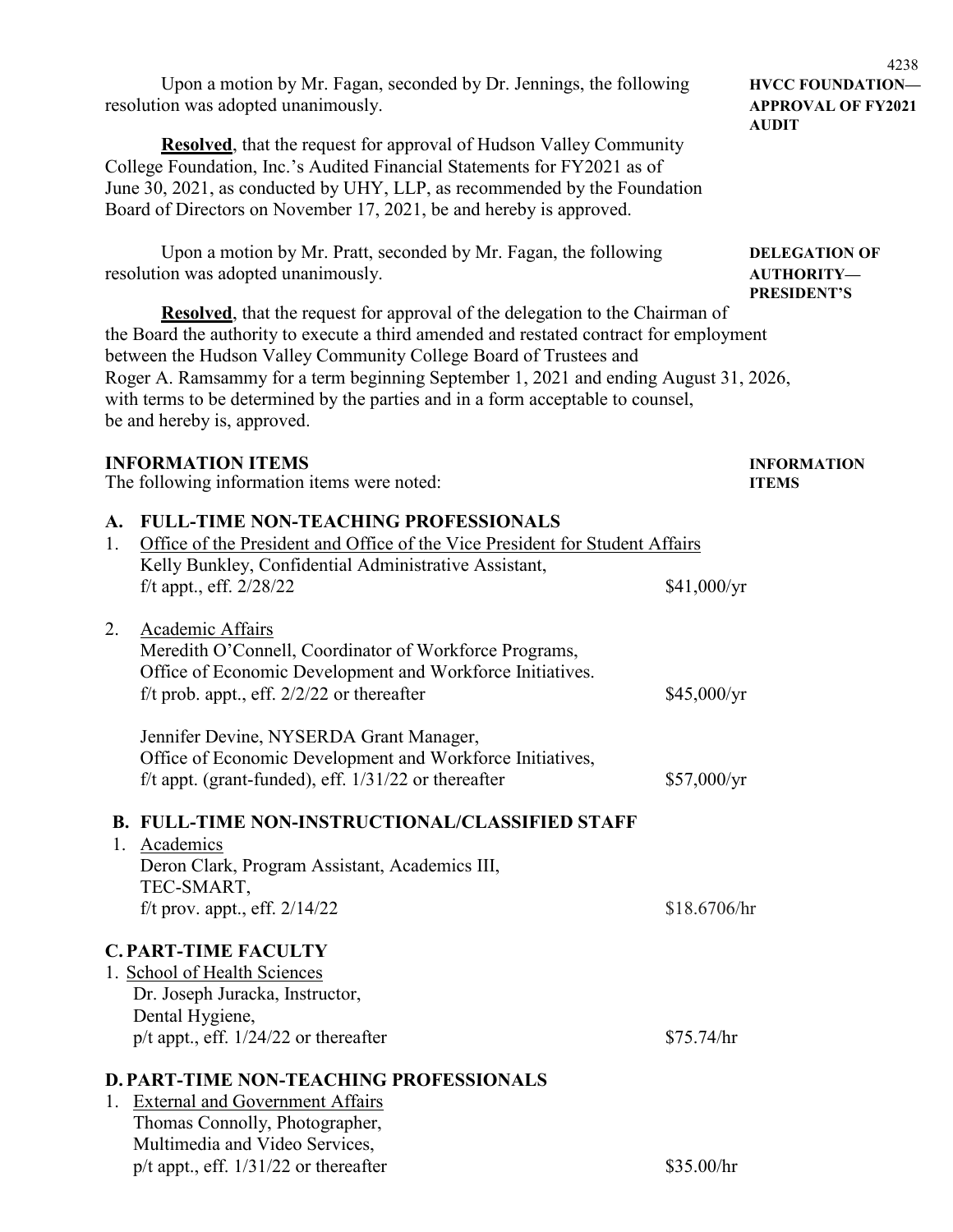Upon a motion by Mr. Fagan, seconded by Dr. Jennings, the following resolution was adopted unanimously.

**HVCC FOUNDATION—APPROVAL OF FY2021 AUDIT**

**Resolved**, that the request for approval of Hudson Valley Community College Foundation, Inc.'s Audited Financial Statements for FY2021 as of June 30, 2021, as conducted by UHY, LLP, as recommended by the Foundation Board of Directors on November 17, 2021, be and hereby is approved.

Upon a motion by Mr. Pratt, seconded by Mr. Fagan, the following resolution was adopted unanimously.

**DELEGATION OF AUTHORITY—PRESIDENT'S**

**Resolved**, that the request for approval of the delegation to the Chairman of the Board the authority to execute a third amended and restated contract for employment between the Hudson Valley Community College Board of Trustees and Roger A. Ramsammy for a term beginning September 1, 2021 and ending August 31, 2026, with terms to be determined by the parties and in a form acceptable to counsel, be and hereby is, approved.

**INFORMATION ITEMS**

**INFORMATION ITEMS**

The following information items were noted:

**A. FULL-TIME NON-TEACHING PROFESSIONALS**

1. Office of the President and Office of the Vice President for Student Affairs
   Kelly Bunkley, Confidential Administrative Assistant,
   f/t appt., eff. 2/28/22 — $41,000/yr

2. Academic Affairs
   Meredith O'Connell, Coordinator of Workforce Programs,
   Office of Economic Development and Workforce Initiatives.
   f/t prob. appt., eff. 2/2/22 or thereafter — $45,000/yr

   Jennifer Devine, NYSERDA Grant Manager,
   Office of Economic Development and Workforce Initiatives,
   f/t appt. (grant-funded), eff. 1/31/22 or thereafter — $57,000/yr

**B. FULL-TIME NON-INSTRUCTIONAL/CLASSIFIED STAFF**

1. Academics
   Deron Clark, Program Assistant, Academics III,
   TEC-SMART,
   f/t prov. appt., eff. 2/14/22 — $18.6706/hr

**C. PART-TIME FACULTY**

1. School of Health Sciences
   Dr. Joseph Juracka, Instructor,
   Dental Hygiene,
   p/t appt., eff. 1/24/22 or thereafter — $75.74/hr

**D. PART-TIME NON-TEACHING PROFESSIONALS**

1. External and Government Affairs
   Thomas Connolly, Photographer,
   Multimedia and Video Services,
   p/t appt., eff. 1/31/22 or thereafter — $35.00/hr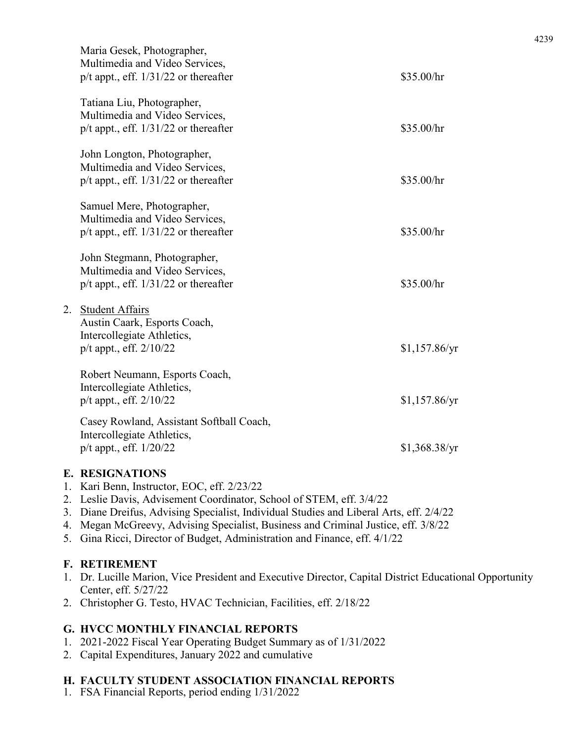Maria Gesek, Photographer,
Multimedia and Video Services,
p/t appt., eff. 1/31/22 or thereafter — $35.00/hr

Tatiana Liu, Photographer,
Multimedia and Video Services,
p/t appt., eff. 1/31/22 or thereafter — $35.00/hr

John Longton, Photographer,
Multimedia and Video Services,
p/t appt., eff. 1/31/22 or thereafter — $35.00/hr

Samuel Mere, Photographer,
Multimedia and Video Services,
p/t appt., eff. 1/31/22 or thereafter — $35.00/hr

John Stegmann, Photographer,
Multimedia and Video Services,
p/t appt., eff. 1/31/22 or thereafter — $35.00/hr

2. Student Affairs

   Austin Caark, Esports Coach,
   Intercollegiate Athletics,
   p/t appt., eff. 2/10/22 — $1,157.86/yr

   Robert Neumann, Esports Coach,
   Intercollegiate Athletics,
   p/t appt., eff. 2/10/22 — $1,157.86/yr

   Casey Rowland, Assistant Softball Coach,
   Intercollegiate Athletics,
   p/t appt., eff. 1/20/22 — $1,368.38/yr

## E. RESIGNATIONS

1. Kari Benn, Instructor, EOC, eff. 2/23/22
2. Leslie Davis, Advisement Coordinator, School of STEM, eff. 3/4/22
3. Diane Dreifus, Advising Specialist, Individual Studies and Liberal Arts, eff. 2/4/22
4. Megan McGreevy, Advising Specialist, Business and Criminal Justice, eff. 3/8/22
5. Gina Ricci, Director of Budget, Administration and Finance, eff. 4/1/22

## F. RETIREMENT

1. Dr. Lucille Marion, Vice President and Executive Director, Capital District Educational Opportunity Center, eff. 5/27/22
2. Christopher G. Testo, HVAC Technician, Facilities, eff. 2/18/22

## G. HVCC MONTHLY FINANCIAL REPORTS

1. 2021-2022 Fiscal Year Operating Budget Summary as of 1/31/2022
2. Capital Expenditures, January 2022 and cumulative

## H. FACULTY STUDENT ASSOCIATION FINANCIAL REPORTS

1. FSA Financial Reports, period ending 1/31/2022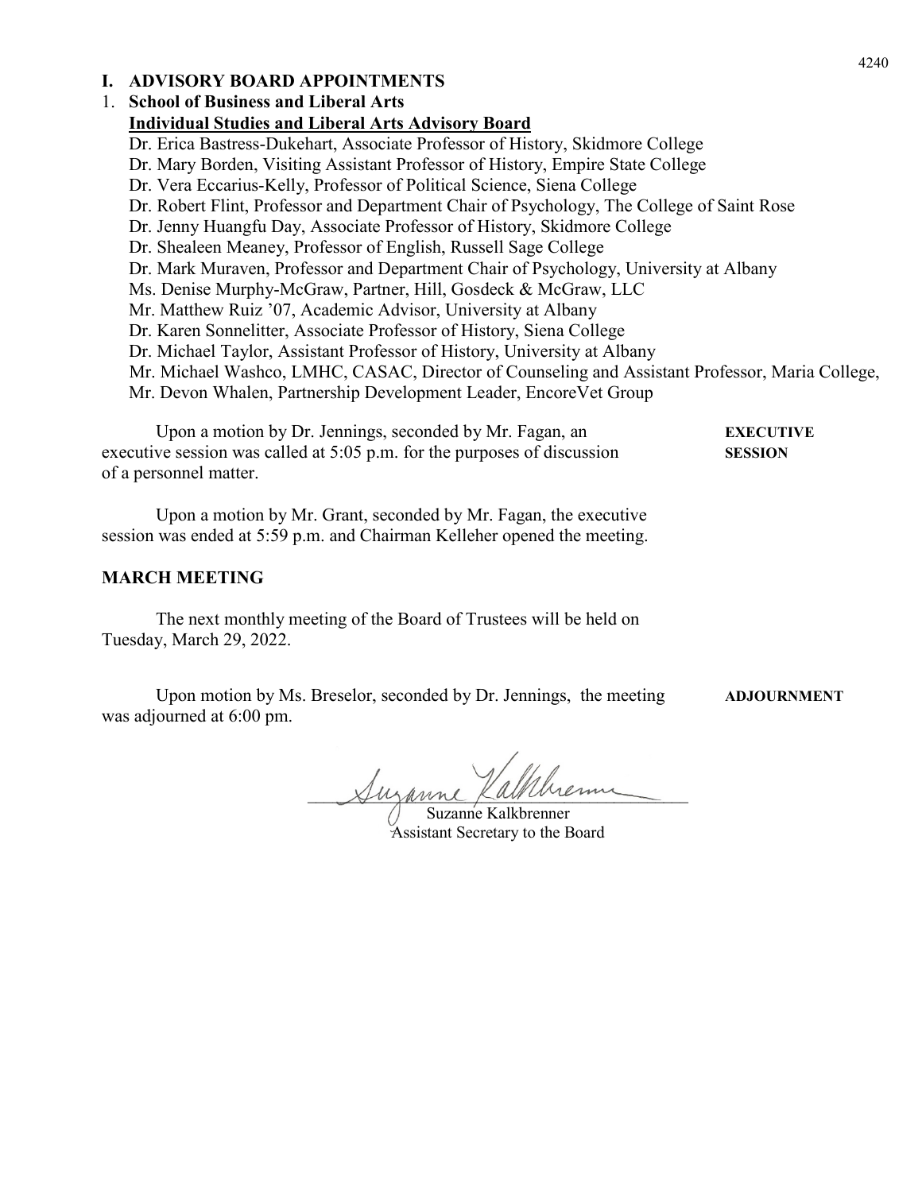## I. ADVISORY BOARD APPOINTMENTS

1. **School of Business and Liberal Arts**
   **Individual Studies and Liberal Arts Advisory Board**

   Dr. Erica Bastress-Dukehart, Associate Professor of History, Skidmore College
   Dr. Mary Borden, Visiting Assistant Professor of History, Empire State College
   Dr. Vera Eccarius-Kelly, Professor of Political Science, Siena College
   Dr. Robert Flint, Professor and Department Chair of Psychology, The College of Saint Rose
   Dr. Jenny Huangfu Day, Associate Professor of History, Skidmore College
   Dr. Shealeen Meaney, Professor of English, Russell Sage College
   Dr. Mark Muraven, Professor and Department Chair of Psychology, University at Albany
   Ms. Denise Murphy-McGraw, Partner, Hill, Gosdeck & McGraw, LLC
   Mr. Matthew Ruiz '07, Academic Advisor, University at Albany
   Dr. Karen Sonnelitter, Associate Professor of History, Siena College
   Dr. Michael Taylor, Assistant Professor of History, University at Albany
   Mr. Michael Washco, LMHC, CASAC, Director of Counseling and Assistant Professor, Maria College,
   Mr. Devon Whalen, Partnership Development Leader, EncoreVet Group

**EXECUTIVE SESSION**

Upon a motion by Dr. Jennings, seconded by Mr. Fagan, an executive session was called at 5:05 p.m. for the purposes of discussion of a personnel matter.

Upon a motion by Mr. Grant, seconded by Mr. Fagan, the executive session was ended at 5:59 p.m. and Chairman Kelleher opened the meeting.

## MARCH MEETING

The next monthly meeting of the Board of Trustees will be held on Tuesday, March 29, 2022.

**ADJOURNMENT**

Upon motion by Ms. Breselor, seconded by Dr. Jennings, the meeting was adjourned at 6:00 pm.

Suzanne Kalkbrenner
Assistant Secretary to the Board